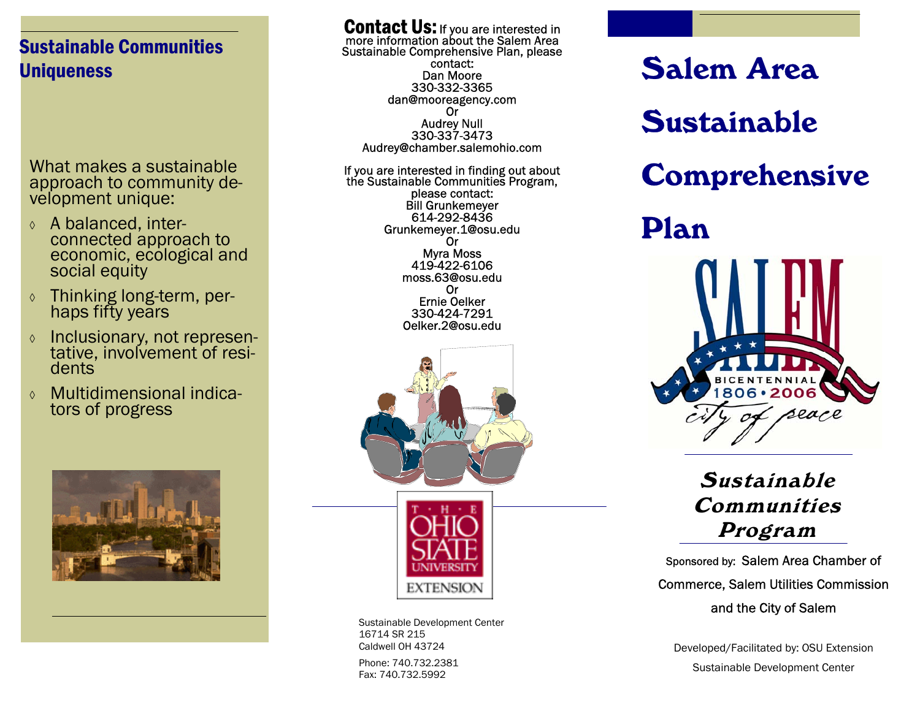## Sustainable Communities Uniqueness

What makes a sustainable approach to community development unique:

- A balanced, interconnected approach to economic, ecological and social equity
- Thinking long-term, perhaps fifty years
- Inclusionary, not representative, involvement of residents
- Multidimensional indicators of progress

**Contact Us:** If you are interested in more information about the Salem Area Sustainable Comprehensive Plan, please contact:

Dan Moore
330-332-3365
dan@mooreagency.com
Or
Audrey Null
330-337-3473
Audrey@chamber.salemohio.com

If you are interested in finding out about the Sustainable Communities Program, please contact:

Bill Grunkemeyer
614-292-8436
Grunkemeyer.1@osu.edu
Or
Myra Moss
419-422-6106
moss.63@osu.edu
Or
Ernie Oelker
330-424-7291
Oelker.2@osu.edu

THE OHIO STATE UNIVERSITY EXTENSION

Sustainable Development Center
16714 SR 215
Caldwell OH 43724

Phone: 740.732.2381
Fax: 740.732.5992

# Salem Area Sustainable Comprehensive Plan

SALEM BICENTENNIAL 1806 • 2006 city of peace

## *Sustainable Communities Program*

Sponsored by: Salem Area Chamber of Commerce, Salem Utilities Commission and the City of Salem

Developed/Facilitated by: OSU Extension Sustainable Development Center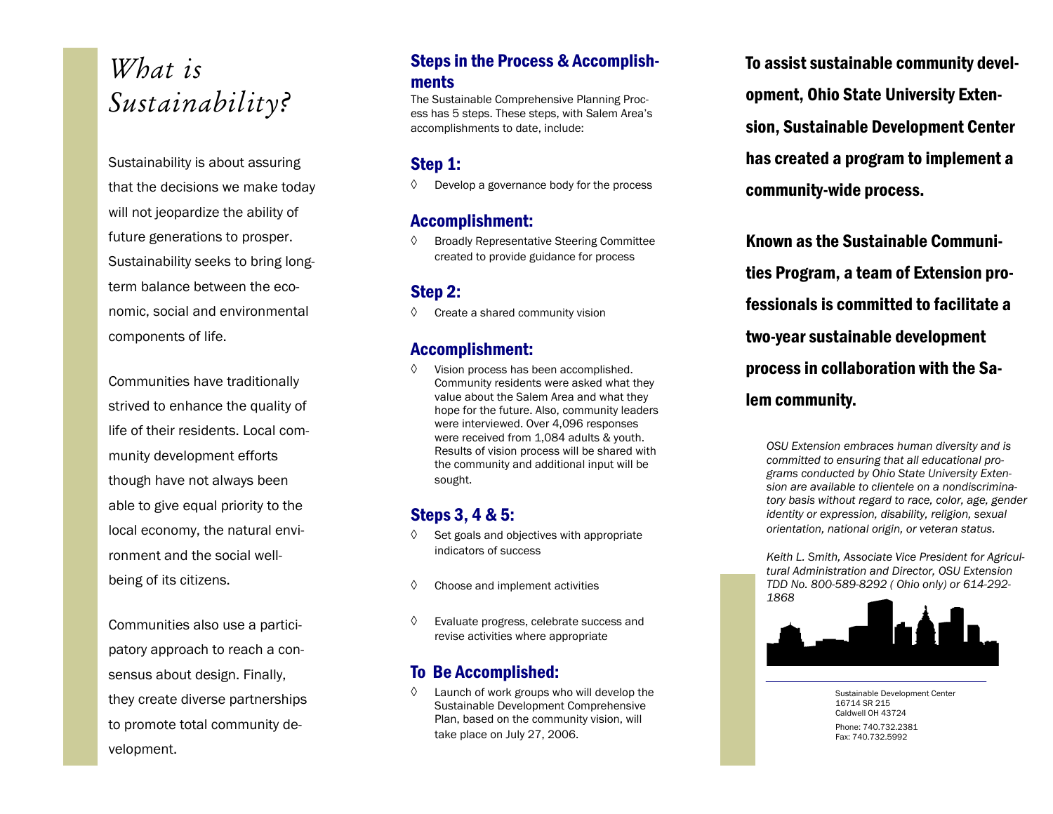# *What is Sustainability?*

Sustainability is about assuring that the decisions we make today will not jeopardize the ability of future generations to prosper. Sustainability seeks to bring long-term balance between the economic, social and environmental components of life.

Communities have traditionally strived to enhance the quality of life of their residents. Local community development efforts though have not always been able to give equal priority to the local economy, the natural environment and the social well-being of its citizens.

Communities also use a participatory approach to reach a consensus about design. Finally, they create diverse partnerships to promote total community development.

## Steps in the Process & Accomplishments

The Sustainable Comprehensive Planning Process has 5 steps. These steps, with Salem Area's accomplishments to date, include:

### Step 1:

- Develop a governance body for the process

### Accomplishment:

- Broadly Representative Steering Committee created to provide guidance for process

### Step 2:

- Create a shared community vision

### Accomplishment:

- Vision process has been accomplished. Community residents were asked what they value about the Salem Area and what they hope for the future. Also, community leaders were interviewed. Over 4,096 responses were received from 1,084 adults & youth. Results of vision process will be shared with the community and additional input will be sought.

### Steps 3, 4 & 5:

- Set goals and objectives with appropriate indicators of success
- Choose and implement activities
- Evaluate progress, celebrate success and revise activities where appropriate

### To Be Accomplished:

- Launch of work groups who will develop the Sustainable Development Comprehensive Plan, based on the community vision, will take place on July 27, 2006.

**To assist sustainable community development, Ohio State University Extension, Sustainable Development Center has created a program to implement a community-wide process.**

**Known as the Sustainable Communities Program, a team of Extension professionals is committed to facilitate a two-year sustainable development process in collaboration with the Salem community.**

*OSU Extension embraces human diversity and is committed to ensuring that all educational programs conducted by Ohio State University Extension are available to clientele on a nondiscriminatory basis without regard to race, color, age, gender identity or expression, disability, religion, sexual orientation, national origin, or veteran status.*

*Keith L. Smith, Associate Vice President for Agricultural Administration and Director, OSU Extension TDD No. 800-589-8292 ( Ohio only) or 614-292-1868*

Sustainable Development Center
16714 SR 215
Caldwell OH 43724

Phone: 740.732.2381
Fax: 740.732.5992